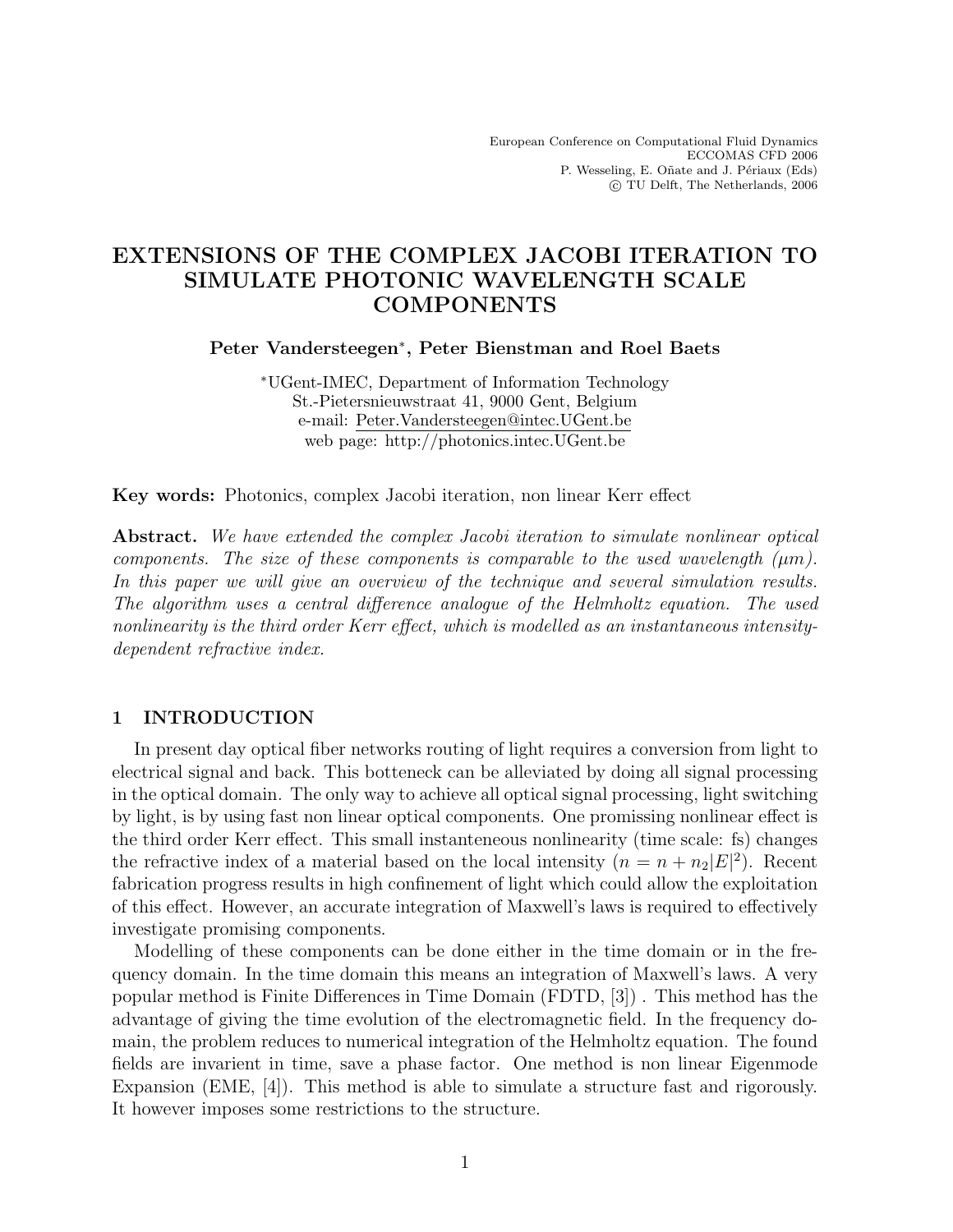European Conference on Computational Fluid Dynamics
ECCOMAS CFD 2006
P. Wesseling, E. Oñate and J. Périaux (Eds)
© TU Delft, The Netherlands, 2006

# EXTENSIONS OF THE COMPLEX JACOBI ITERATION TO SIMULATE PHOTONIC WAVELENGTH SCALE COMPONENTS

**Peter Vandersteegen\*, Peter Bienstman and Roel Baets**

\*UGent-IMEC, Department of Information Technology
St.-Pietersnieuwstraat 41, 9000 Gent, Belgium
e-mail: Peter.Vandersteegen@intec.UGent.be
web page: http://photonics.intec.UGent.be

**Key words:** Photonics, complex Jacobi iteration, non linear Kerr effect

**Abstract.** *We have extended the complex Jacobi iteration to simulate nonlinear optical components. The size of these components is comparable to the used wavelength (μm). In this paper we will give an overview of the technique and several simulation results. The algorithm uses a central difference analogue of the Helmholtz equation. The used nonlinearity is the third order Kerr effect, which is modelled as an instantaneous intensity-dependent refractive index.*

## 1 INTRODUCTION

In present day optical fiber networks routing of light requires a conversion from light to electrical signal and back. This botteneck can be alleviated by doing all signal processing in the optical domain. The only way to achieve all optical signal processing, light switching by light, is by using fast non linear optical components. One promissing nonlinear effect is the third order Kerr effect. This small instantaneous nonlinearity (time scale: fs) changes the refractive index of a material based on the local intensity ($n = n + n_2|E|^2$). Recent fabrication progress results in high confinement of light which could allow the exploitation of this effect. However, an accurate integration of Maxwell's laws is required to effectively investigate promising components.

Modelling of these components can be done either in the time domain or in the frequency domain. In the time domain this means an integration of Maxwell's laws. A very popular method is Finite Differences in Time Domain (FDTD, [3]) . This method has the advantage of giving the time evolution of the electromagnetic field. In the frequency domain, the problem reduces to numerical integration of the Helmholtz equation. The found fields are invarient in time, save a phase factor. One method is non linear Eigenmode Expansion (EME, [4]). This method is able to simulate a structure fast and rigorously. It however imposes some restrictions to the structure.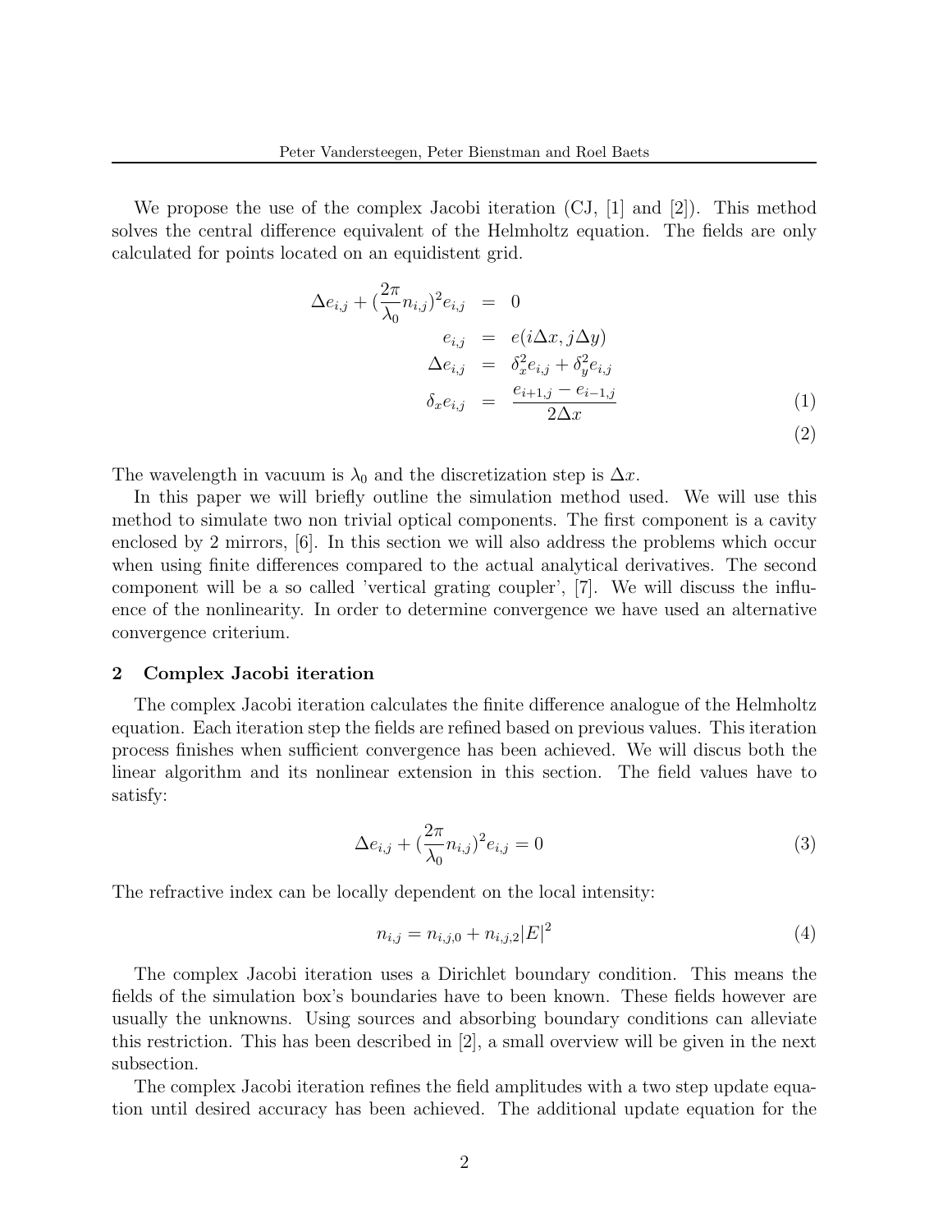We propose the use of the complex Jacobi iteration (CJ, [1] and [2]). This method solves the central difference equivalent of the Helmholtz equation. The fields are only calculated for points located on an equidistent grid.

$$
\begin{aligned}
\Delta e_{i,j} + (\frac{2\pi}{\lambda_0} n_{i,j})^2 e_{i,j} &= 0 \\
e_{i,j} &= e(i\Delta x, j\Delta y) \\
\Delta e_{i,j} &= \delta_x^2 e_{i,j} + \delta_y^2 e_{i,j} \\
\delta_x e_{i,j} &= \frac{e_{i+1,j} - e_{i-1,j}}{2\Delta x} \qquad (1) \\
& \qquad\qquad\qquad\qquad\qquad (2)
\end{aligned}
$$

The wavelength in vacuum is $\lambda_0$ and the discretization step is $\Delta x$.

In this paper we will briefly outline the simulation method used. We will use this method to simulate two non trivial optical components. The first component is a cavity enclosed by 2 mirrors, [6]. In this section we will also address the problems which occur when using finite differences compared to the actual analytical derivatives. The second component will be a so called 'vertical grating coupler', [7]. We will discuss the influence of the nonlinearity. In order to determine convergence we have used an alternative convergence criterium.

## 2 Complex Jacobi iteration

The complex Jacobi iteration calculates the finite difference analogue of the Helmholtz equation. Each iteration step the fields are refined based on previous values. This iteration process finishes when sufficient convergence has been achieved. We will discus both the linear algorithm and its nonlinear extension in this section. The field values have to satisfy:

$$
\Delta e_{i,j} + (\frac{2\pi}{\lambda_0} n_{i,j})^2 e_{i,j} = 0 \qquad (3)
$$

The refractive index can be locally dependent on the local intensity:

$$
n_{i,j} = n_{i,j,0} + n_{i,j,2}|E|^2 \qquad (4)
$$

The complex Jacobi iteration uses a Dirichlet boundary condition. This means the fields of the simulation box's boundaries have to been known. These fields however are usually the unknowns. Using sources and absorbing boundary conditions can alleviate this restriction. This has been described in [2], a small overview will be given in the next subsection.

The complex Jacobi iteration refines the field amplitudes with a two step update equation until desired accuracy has been achieved. The additional update equation for the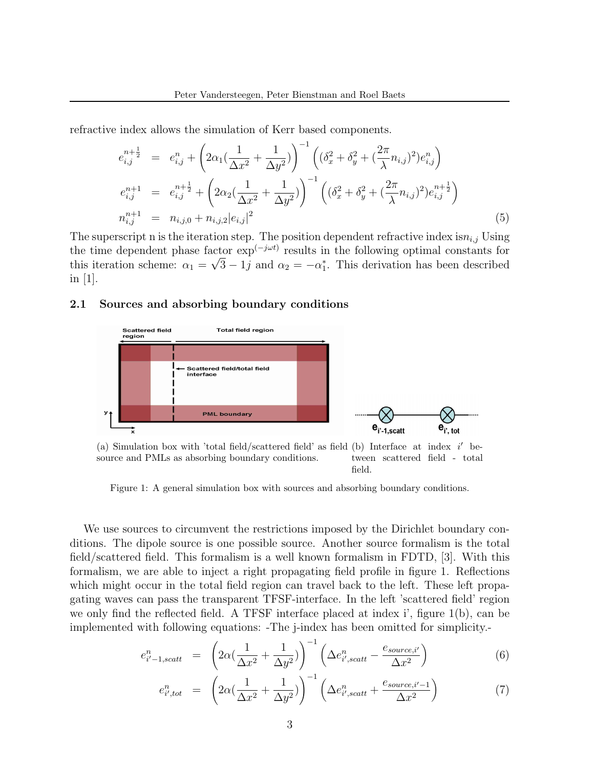refractive index allows the simulation of Kerr based components.

$$
\begin{aligned}
e_{i,j}^{n+\frac{1}{2}} &= e_{i,j}^{n} + \left(2\alpha_1(\frac{1}{\Delta x^2} + \frac{1}{\Delta y^2})\right)^{-1} \left((\delta_x^2 + \delta_y^2 + (\frac{2\pi}{\lambda} n_{i,j})^2) e_{i,j}^{n}\right) \\
e_{i,j}^{n+1} &= e_{i,j}^{n+\frac{1}{2}} + \left(2\alpha_2(\frac{1}{\Delta x^2} + \frac{1}{\Delta y^2})\right)^{-1} \left((\delta_x^2 + \delta_y^2 + (\frac{2\pi}{\lambda} n_{i,j})^2) e_{i,j}^{n+\frac{1}{2}}\right) \\
n_{i,j}^{n+1} &= n_{i,j,0} + n_{i,j,2} |e_{i,j}|^2
\end{aligned} \tag{5}
$$

The superscript n is the iteration step. The position dependent refractive index is$n_{i,j}$ Using the time dependent phase factor $\exp^{(-j\omega t)}$ results in the following optimal constants for this iteration scheme: $\alpha_1 = \sqrt{3} - 1j$ and $\alpha_2 = -\alpha_1^*$. This derivation has been described in [1].

### 2.1 Sources and absorbing boundary conditions

(a) Simulation box with 'total field/scattered field' as field source and PMLs as absorbing boundary conditions.

(b) Interface at index $i'$ between scattered field - total field.

Figure 1: A general simulation box with sources and absorbing boundary conditions.

We use sources to circumvent the restrictions imposed by the Dirichlet boundary conditions. The dipole source is one possible source. Another source formalism is the total field/scattered field. This formalism is a well known formalism in FDTD, [3]. With this formalism, we are able to inject a right propagating field profile in figure 1. Reflections which might occur in the total field region can travel back to the left. These left propagating waves can pass the transparent TFSF-interface. In the left 'scattered field' region we only find the reflected field. A TFSF interface placed at index i', figure 1(b), can be implemented with following equations: -The j-index has been omitted for simplicity.-

$$
e_{i'-1,scatt}^{n} = \left(2\alpha(\frac{1}{\Delta x^2} + \frac{1}{\Delta y^2})\right)^{-1} \left(\Delta e_{i',scatt}^{n} - \frac{e_{source,i'}}{\Delta x^2}\right) \tag{6}
$$

$$
e_{i',tot}^{n} = \left(2\alpha(\frac{1}{\Delta x^2} + \frac{1}{\Delta y^2})\right)^{-1} \left(\Delta e_{i',scatt}^{n} + \frac{e_{source,i'-1}}{\Delta x^2}\right) \tag{7}
$$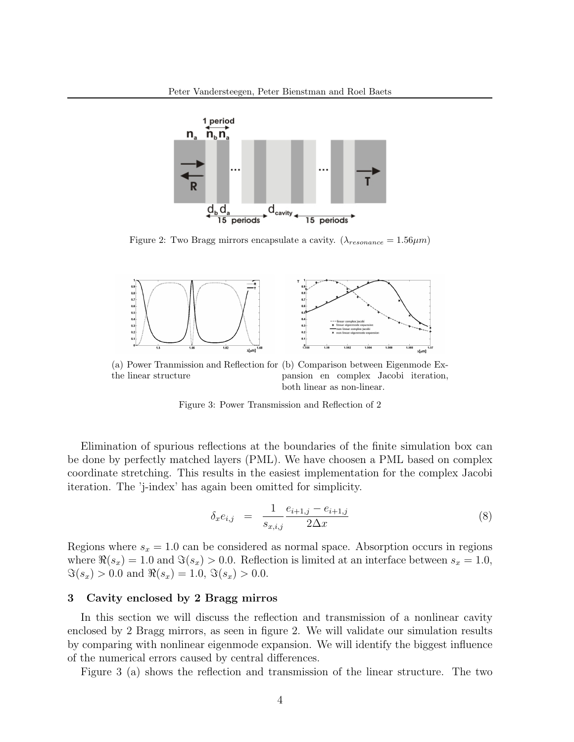Figure 2: Two Bragg mirrors encapsulate a cavity. ($\lambda_{resonance} = 1.56\mu m$)

(a) Power Tranmission and Reflection for the linear structure

(b) Comparison between Eigenmode Expansion en complex Jacobi iteration, both linear as non-linear.

Figure 3: Power Transmission and Reflection of 2

Elimination of spurious reflections at the boundaries of the finite simulation box can be done by perfectly matched layers (PML). We have choosen a PML based on complex coordinate stretching. This results in the easiest implementation for the complex Jacobi iteration. The 'j-index' has again been omitted for simplicity.

$$\delta_x e_{i,j} \quad = \quad \frac{1}{s_{x,i,j}} \frac{e_{i+1,j} - e_{i+1,j}}{2\Delta x} \tag{8}$$

Regions where $s_x = 1.0$ can be considered as normal space. Absorption occurs in regions where $\Re(s_x) = 1.0$ and $\Im(s_x) > 0.0$. Reflection is limited at an interface between $s_x = 1.0$, $\Im(s_x) > 0.0$ and $\Re(s_x) = 1.0$, $\Im(s_x) > 0.0$.

## 3 Cavity enclosed by 2 Bragg mirros

In this section we will discuss the reflection and transmission of a nonlinear cavity enclosed by 2 Bragg mirrors, as seen in figure 2. We will validate our simulation results by comparing with nonlinear eigenmode expansion. We will identify the biggest influence of the numerical errors caused by central differences.

Figure 3 (a) shows the reflection and transmission of the linear structure. The two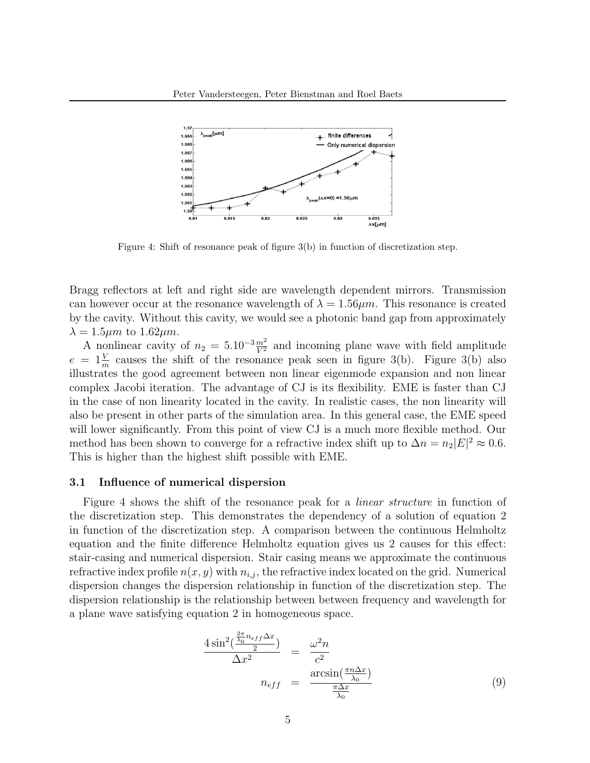Figure 4: Shift of resonance peak of figure 3(b) in function of discretization step.

Bragg reflectors at left and right side are wavelength dependent mirrors. Transmission can however occur at the resonance wavelength of $\lambda = 1.56\mu m$. This resonance is created by the cavity. Without this cavity, we would see a photonic band gap from approximately $\lambda = 1.5\mu m$ to $1.62\mu m$.

A nonlinear cavity of $n_2 = 5.10^{-3}\frac{m^2}{V^2}$ and incoming plane wave with field amplitude $e = 1\frac{V}{m}$ causes the shift of the resonance peak seen in figure 3(b). Figure 3(b) also illustrates the good agreement between non linear eigenmode expansion and non linear complex Jacobi iteration. The advantage of CJ is its flexibility. EME is faster than CJ in the case of non linearity located in the cavity. In realistic cases, the non linearity will also be present in other parts of the simulation area. In this general case, the EME speed will lower significantly. From this point of view CJ is a much more flexible method. Our method has been shown to converge for a refractive index shift up to $\Delta n = n_2|E|^2 \approx 0.6$. This is higher than the highest shift possible with EME.

### 3.1 Influence of numerical dispersion

Figure 4 shows the shift of the resonance peak for a *linear structure* in function of the discretization step. This demonstrates the dependency of a solution of equation 2 in function of the discretization step. A comparison between the continuous Helmholtz equation and the finite difference Helmholtz equation gives us 2 causes for this effect: stair-casing and numerical dispersion. Stair casing means we approximate the continuous refractive index profile $n(x, y)$ with $n_{i,j}$, the refractive index located on the grid. Numerical dispersion changes the dispersion relationship in function of the discretization step. The dispersion relationship is the relationship between between frequency and wavelength for a plane wave satisfying equation 2 in homogeneous space.

$$
\begin{aligned}
\frac{4\sin^2(\frac{\frac{2\pi}{\lambda_0}n_{eff}\Delta x}{2})}{\Delta x^2} &= \frac{\omega^2 n}{c^2} \\
n_{eff} &= \frac{\arcsin(\frac{\pi n \Delta x}{\lambda_0})}{\frac{\pi \Delta x}{\lambda_0}}
\end{aligned}
\tag{9}
$$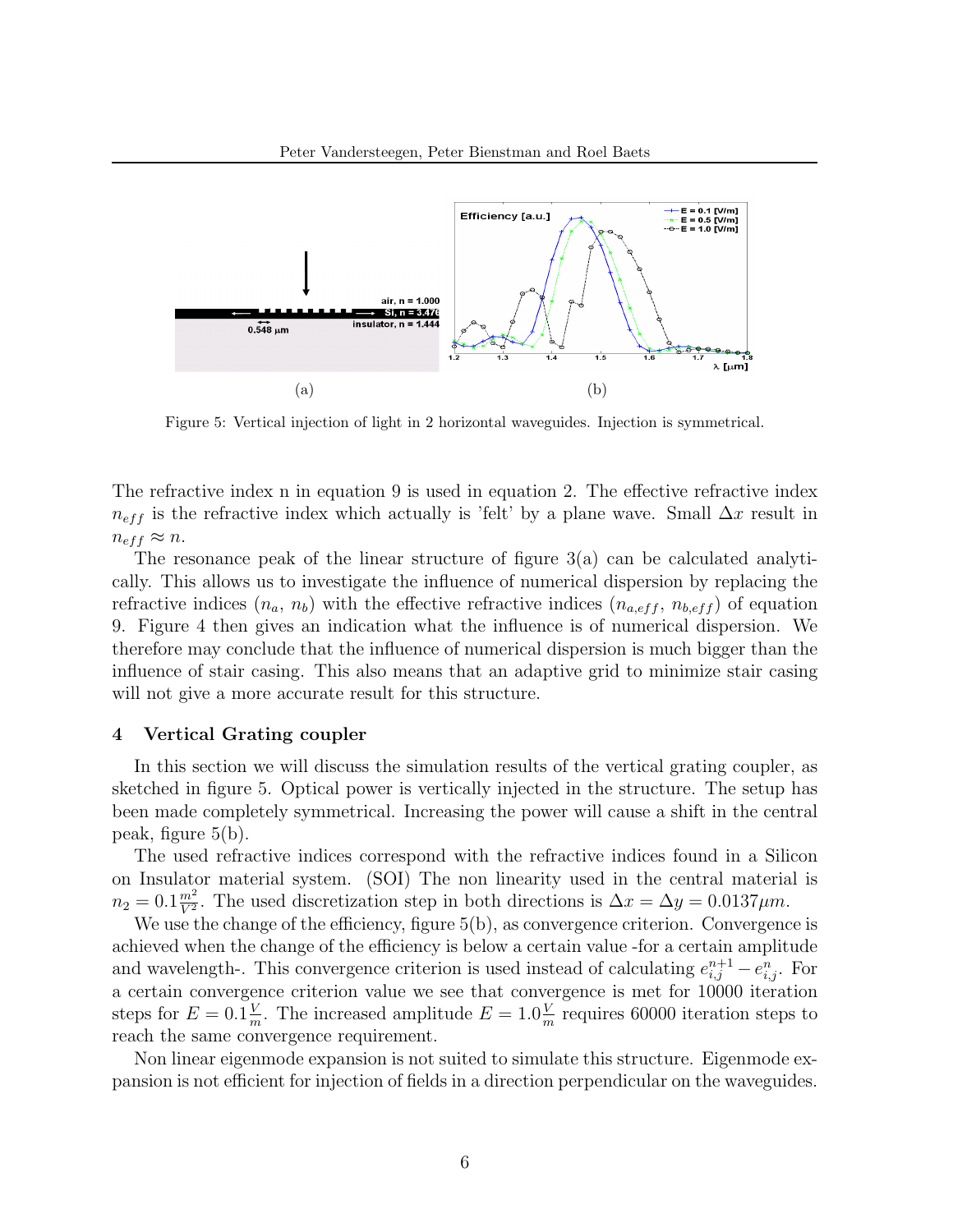(a) (b)

Figure 5: Vertical injection of light in 2 horizontal waveguides. Injection is symmetrical.

The refractive index n in equation 9 is used in equation 2. The effective refractive index $n_{eff}$ is the refractive index which actually is 'felt' by a plane wave. Small $\Delta x$ result in $n_{eff} \approx n$.

The resonance peak of the linear structure of figure 3(a) can be calculated analytically. This allows us to investigate the influence of numerical dispersion by replacing the refractive indices ($n_a$, $n_b$) with the effective refractive indices ($n_{a,eff}$, $n_{b,eff}$) of equation 9. Figure 4 then gives an indication what the influence is of numerical dispersion. We therefore may conclude that the influence of numerical dispersion is much bigger than the influence of stair casing. This also means that an adaptive grid to minimize stair casing will not give a more accurate result for this structure.

## 4 Vertical Grating coupler

In this section we will discuss the simulation results of the vertical grating coupler, as sketched in figure 5. Optical power is vertically injected in the structure. The setup has been made completely symmetrical. Increasing the power will cause a shift in the central peak, figure 5(b).

The used refractive indices correspond with the refractive indices found in a Silicon on Insulator material system. (SOI) The non linearity used in the central material is $n_2 = 0.1\frac{m^2}{V^2}$. The used discretization step in both directions is $\Delta x = \Delta y = 0.0137\mu m$.

We use the change of the efficiency, figure 5(b), as convergence criterion. Convergence is achieved when the change of the efficiency is below a certain value -for a certain amplitude and wavelength-. This convergence criterion is used instead of calculating $e^{n+1}_{i,j} - e^{n}_{i,j}$. For a certain convergence criterion value we see that convergence is met for 10000 iteration steps for $E = 0.1\frac{V}{m}$. The increased amplitude $E = 1.0\frac{V}{m}$ requires 60000 iteration steps to reach the same convergence requirement.

Non linear eigenmode expansion is not suited to simulate this structure. Eigenmode expansion is not efficient for injection of fields in a direction perpendicular on the waveguides.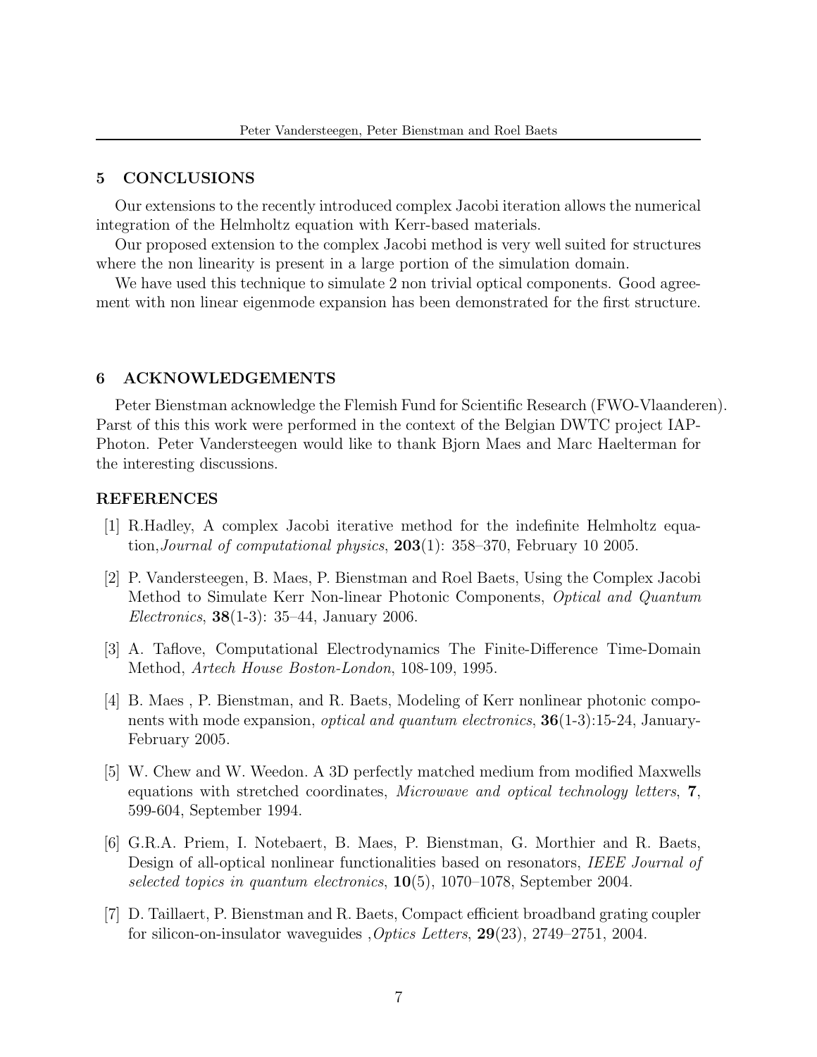## 5 CONCLUSIONS

Our extensions to the recently introduced complex Jacobi iteration allows the numerical integration of the Helmholtz equation with Kerr-based materials.

Our proposed extension to the complex Jacobi method is very well suited for structures where the non linearity is present in a large portion of the simulation domain.

We have used this technique to simulate 2 non trivial optical components. Good agreement with non linear eigenmode expansion has been demonstrated for the first structure.

## 6 ACKNOWLEDGEMENTS

Peter Bienstman acknowledge the Flemish Fund for Scientific Research (FWO-Vlaanderen). Parst of this this work were performed in the context of the Belgian DWTC project IAP-Photon. Peter Vandersteegen would like to thank Bjorn Maes and Marc Haelterman for the interesting discussions.

## REFERENCES

[1] R.Hadley, A complex Jacobi iterative method for the indefinite Helmholtz equation,*Journal of computational physics*, **203**(1): 358–370, February 10 2005.

[2] P. Vandersteegen, B. Maes, P. Bienstman and Roel Baets, Using the Complex Jacobi Method to Simulate Kerr Non-linear Photonic Components, *Optical and Quantum Electronics*, **38**(1-3): 35–44, January 2006.

[3] A. Taflove, Computational Electrodynamics The Finite-Difference Time-Domain Method, *Artech House Boston-London*, 108-109, 1995.

[4] B. Maes , P. Bienstman, and R. Baets, Modeling of Kerr nonlinear photonic components with mode expansion, *optical and quantum electronics*, **36**(1-3):15-24, January-February 2005.

[5] W. Chew and W. Weedon. A 3D perfectly matched medium from modified Maxwells equations with stretched coordinates, *Microwave and optical technology letters*, **7**, 599-604, September 1994.

[6] G.R.A. Priem, I. Notebaert, B. Maes, P. Bienstman, G. Morthier and R. Baets, Design of all-optical nonlinear functionalities based on resonators, *IEEE Journal of selected topics in quantum electronics*, **10**(5), 1070–1078, September 2004.

[7] D. Taillaert, P. Bienstman and R. Baets, Compact efficient broadband grating coupler for silicon-on-insulator waveguides ,*Optics Letters*, **29**(23), 2749–2751, 2004.